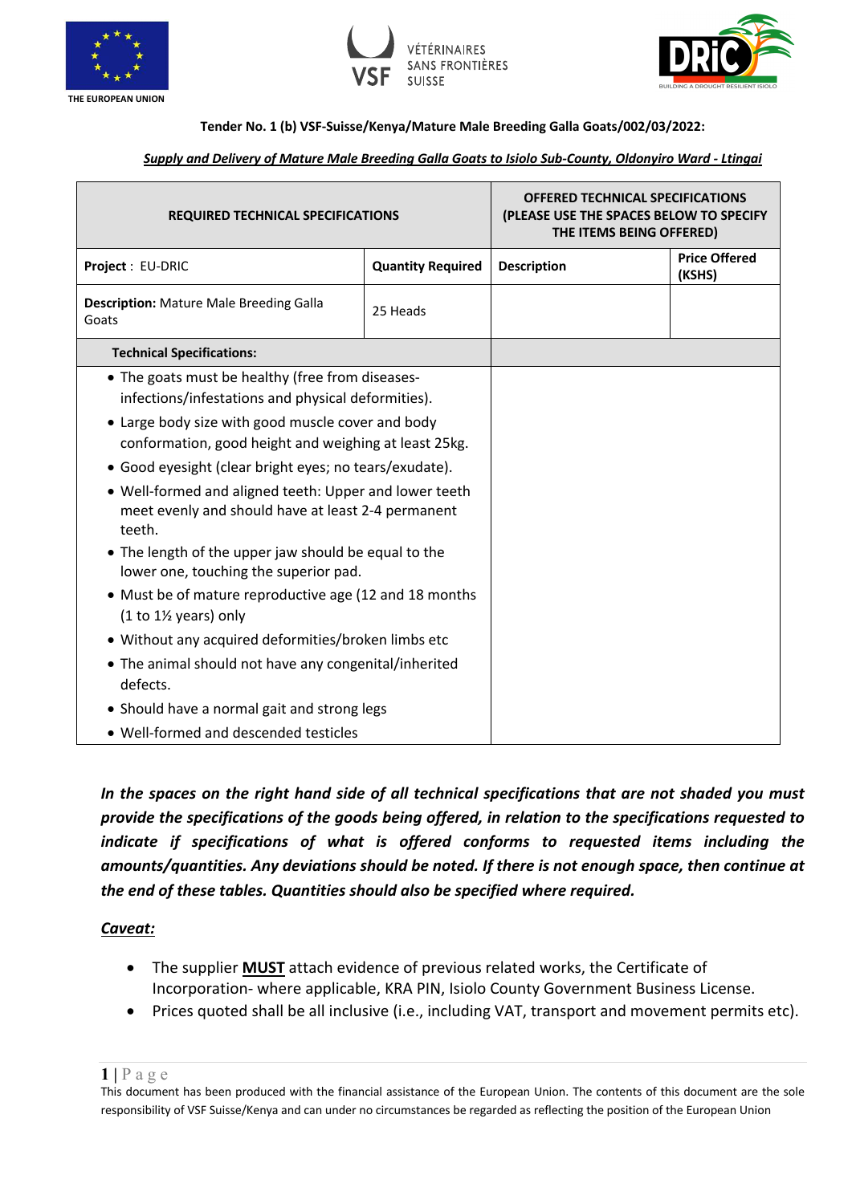THE EUROPEAN UNION

VÉTÉRINAIRES SANS FRONTIÈRES SUISSE

**Tender No. 1 (b) VSF-Suisse/Kenya/Mature Male Breeding Galla Goats/002/03/2022:**

***Supply and Delivery of Mature Male Breeding Galla Goats to Isiolo Sub-County, Oldonyiro Ward - Ltingai***

| **REQUIRED TECHNICAL SPECIFICATIONS** | | **OFFERED TECHNICAL SPECIFICATIONS (PLEASE USE THE SPACES BELOW TO SPECIFY THE ITEMS BEING OFFERED)** | |
|---|---|---|---|
| **Project** : EU-DRIC | **Quantity Required** | **Description** | **Price Offered (KSHS)** |
| **Description:** Mature Male Breeding Galla Goats | 25 Heads | | |
| **Technical Specifications:** | | | |
| • The goats must be healthy (free from diseases-infections/infestations and physical deformities).<br>• Large body size with good muscle cover and body conformation, good height and weighing at least 25kg.<br>• Good eyesight (clear bright eyes; no tears/exudate).<br>• Well-formed and aligned teeth: Upper and lower teeth meet evenly and should have at least 2-4 permanent teeth.<br>• The length of the upper jaw should be equal to the lower one, touching the superior pad.<br>• Must be of mature reproductive age (12 and 18 months (1 to 1½ years) only<br>• Without any acquired deformities/broken limbs etc<br>• The animal should not have any congenital/inherited defects.<br>• Should have a normal gait and strong legs<br>• Well-formed and descended testicles | | | |

***In the spaces on the right hand side of all technical specifications that are not shaded you must provide the specifications of the goods being offered, in relation to the specifications requested to indicate if specifications of what is offered conforms to requested items including the amounts/quantities. Any deviations should be noted. If there is not enough space, then continue at the end of these tables. Quantities should also be specified where required.***

***Caveat:***

- The supplier **MUST** attach evidence of previous related works, the Certificate of Incorporation- where applicable, KRA PIN, Isiolo County Government Business License.
- Prices quoted shall be all inclusive (i.e., including VAT, transport and movement permits etc).

This document has been produced with the financial assistance of the European Union. The contents of this document are the sole responsibility of VSF Suisse/Kenya and can under no circumstances be regarded as reflecting the position of the European Union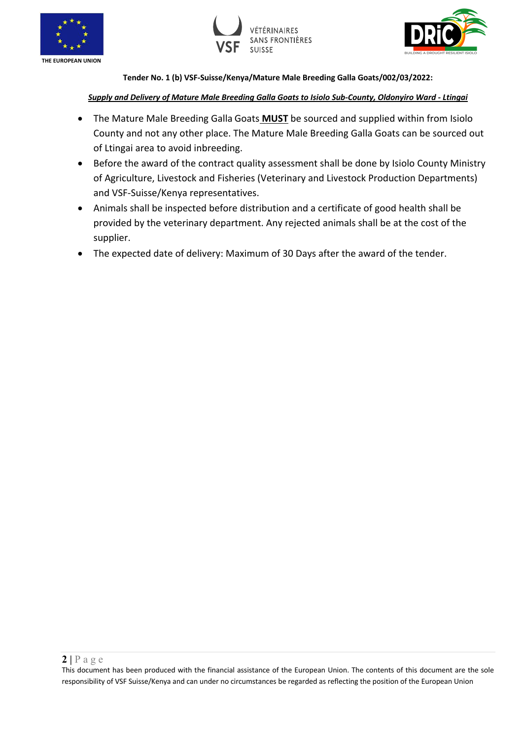**Tender No. 1 (b) VSF-Suisse/Kenya/Mature Male Breeding Galla Goats/002/03/2022:**

***Supply and Delivery of Mature Male Breeding Galla Goats to Isiolo Sub-County, Oldonyiro Ward - Ltingai***

- The Mature Male Breeding Galla Goats **MUST** be sourced and supplied within from Isiolo County and not any other place. The Mature Male Breeding Galla Goats can be sourced out of Ltingai area to avoid inbreeding.
- Before the award of the contract quality assessment shall be done by Isiolo County Ministry of Agriculture, Livestock and Fisheries (Veterinary and Livestock Production Departments) and VSF-Suisse/Kenya representatives.
- Animals shall be inspected before distribution and a certificate of good health shall be provided by the veterinary department. Any rejected animals shall be at the cost of the supplier.
- The expected date of delivery: Maximum of 30 Days after the award of the tender.

This document has been produced with the financial assistance of the European Union. The contents of this document are the sole responsibility of VSF Suisse/Kenya and can under no circumstances be regarded as reflecting the position of the European Union